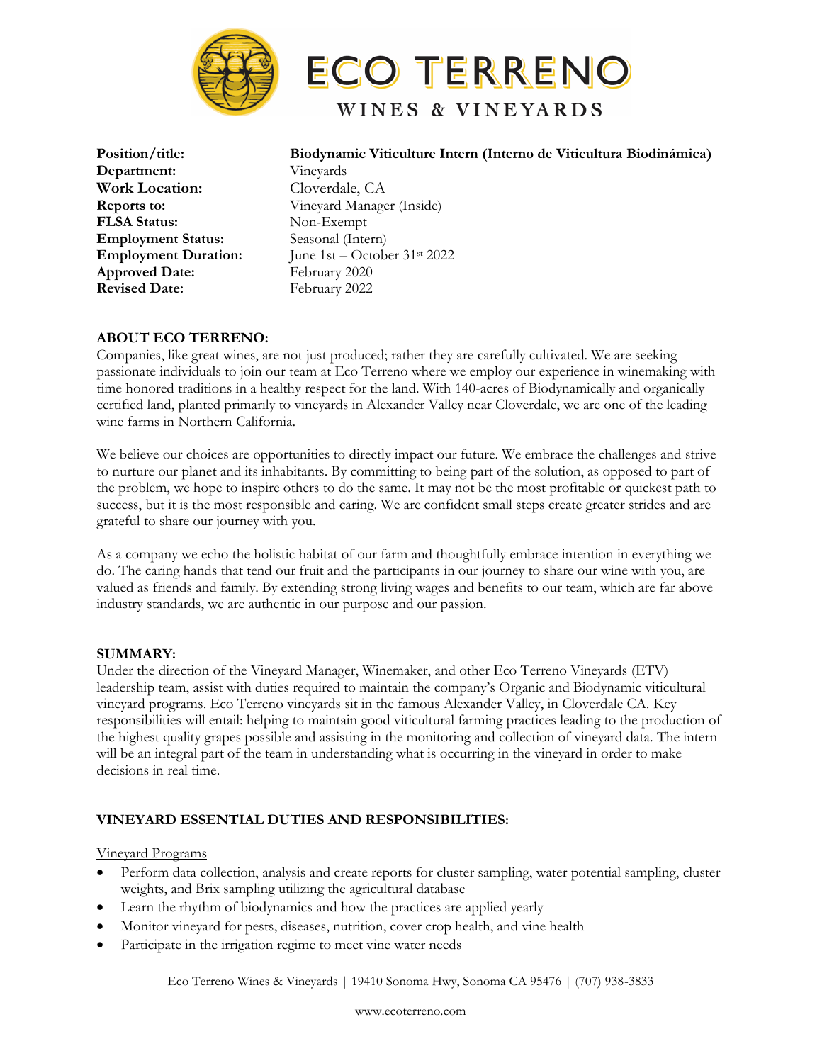# ECO TERRENO

## WINES & VINEYARDS

| | |
|---|---|
| **Position/title:** | **Biodynamic Viticulture Intern (Interno de Viticultura Biodinámica)** |
| **Department:** | Vineyards |
| **Work Location:** | Cloverdale, CA |
| **Reports to:** | Vineyard Manager (Inside) |
| **FLSA Status:** | Non-Exempt |
| **Employment Status:** | Seasonal (Intern) |
| **Employment Duration:** | June 1st – October 31st 2022 |
| **Approved Date:** | February 2020 |
| **Revised Date:** | February 2022 |

**ABOUT ECO TERRENO:**

Companies, like great wines, are not just produced; rather they are carefully cultivated. We are seeking passionate individuals to join our team at Eco Terreno where we employ our experience in winemaking with time honored traditions in a healthy respect for the land. With 140-acres of Biodynamically and organically certified land, planted primarily to vineyards in Alexander Valley near Cloverdale, we are one of the leading wine farms in Northern California.

We believe our choices are opportunities to directly impact our future. We embrace the challenges and strive to nurture our planet and its inhabitants. By committing to being part of the solution, as opposed to part of the problem, we hope to inspire others to do the same. It may not be the most profitable or quickest path to success, but it is the most responsible and caring. We are confident small steps create greater strides and are grateful to share our journey with you.

As a company we echo the holistic habitat of our farm and thoughtfully embrace intention in everything we do. The caring hands that tend our fruit and the participants in our journey to share our wine with you, are valued as friends and family. By extending strong living wages and benefits to our team, which are far above industry standards, we are authentic in our purpose and our passion.

**SUMMARY:**

Under the direction of the Vineyard Manager, Winemaker, and other Eco Terreno Vineyards (ETV) leadership team, assist with duties required to maintain the company's Organic and Biodynamic viticultural vineyard programs. Eco Terreno vineyards sit in the famous Alexander Valley, in Cloverdale CA. Key responsibilities will entail: helping to maintain good viticultural farming practices leading to the production of the highest quality grapes possible and assisting in the monitoring and collection of vineyard data. The intern will be an integral part of the team in understanding what is occurring in the vineyard in order to make decisions in real time.

**VINEYARD ESSENTIAL DUTIES AND RESPONSIBILITIES:**

Vineyard Programs

- Perform data collection, analysis and create reports for cluster sampling, water potential sampling, cluster weights, and Brix sampling utilizing the agricultural database
- Learn the rhythm of biodynamics and how the practices are applied yearly
- Monitor vineyard for pests, diseases, nutrition, cover crop health, and vine health
- Participate in the irrigation regime to meet vine water needs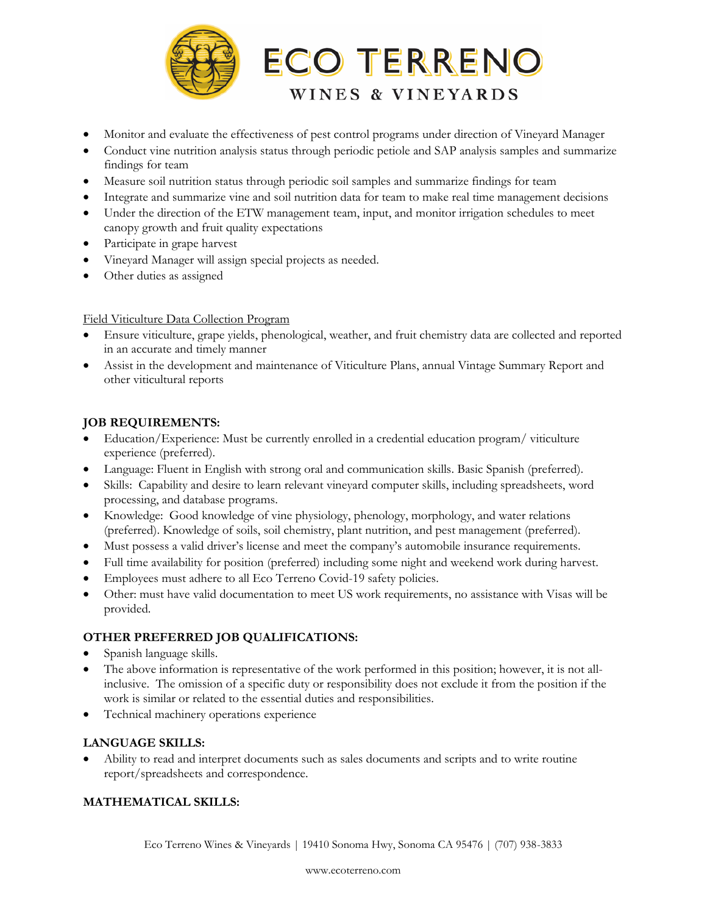- Monitor and evaluate the effectiveness of pest control programs under direction of Vineyard Manager
- Conduct vine nutrition analysis status through periodic petiole and SAP analysis samples and summarize findings for team
- Measure soil nutrition status through periodic soil samples and summarize findings for team
- Integrate and summarize vine and soil nutrition data for team to make real time management decisions
- Under the direction of the ETW management team, input, and monitor irrigation schedules to meet canopy growth and fruit quality expectations
- Participate in grape harvest
- Vineyard Manager will assign special projects as needed.
- Other duties as assigned

Field Viticulture Data Collection Program

- Ensure viticulture, grape yields, phenological, weather, and fruit chemistry data are collected and reported in an accurate and timely manner
- Assist in the development and maintenance of Viticulture Plans, annual Vintage Summary Report and other viticultural reports

**JOB REQUIREMENTS:**

- Education/Experience: Must be currently enrolled in a credential education program/ viticulture experience (preferred).
- Language: Fluent in English with strong oral and communication skills. Basic Spanish (preferred).
- Skills: Capability and desire to learn relevant vineyard computer skills, including spreadsheets, word processing, and database programs.
- Knowledge: Good knowledge of vine physiology, phenology, morphology, and water relations (preferred). Knowledge of soils, soil chemistry, plant nutrition, and pest management (preferred).
- Must possess a valid driver's license and meet the company's automobile insurance requirements.
- Full time availability for position (preferred) including some night and weekend work during harvest.
- Employees must adhere to all Eco Terreno Covid-19 safety policies.
- Other: must have valid documentation to meet US work requirements, no assistance with Visas will be provided.

**OTHER PREFERRED JOB QUALIFICATIONS:**

- Spanish language skills.
- The above information is representative of the work performed in this position; however, it is not all-inclusive. The omission of a specific duty or responsibility does not exclude it from the position if the work is similar or related to the essential duties and responsibilities.
- Technical machinery operations experience

**LANGUAGE SKILLS:**

- Ability to read and interpret documents such as sales documents and scripts and to write routine report/spreadsheets and correspondence.

**MATHEMATICAL SKILLS:**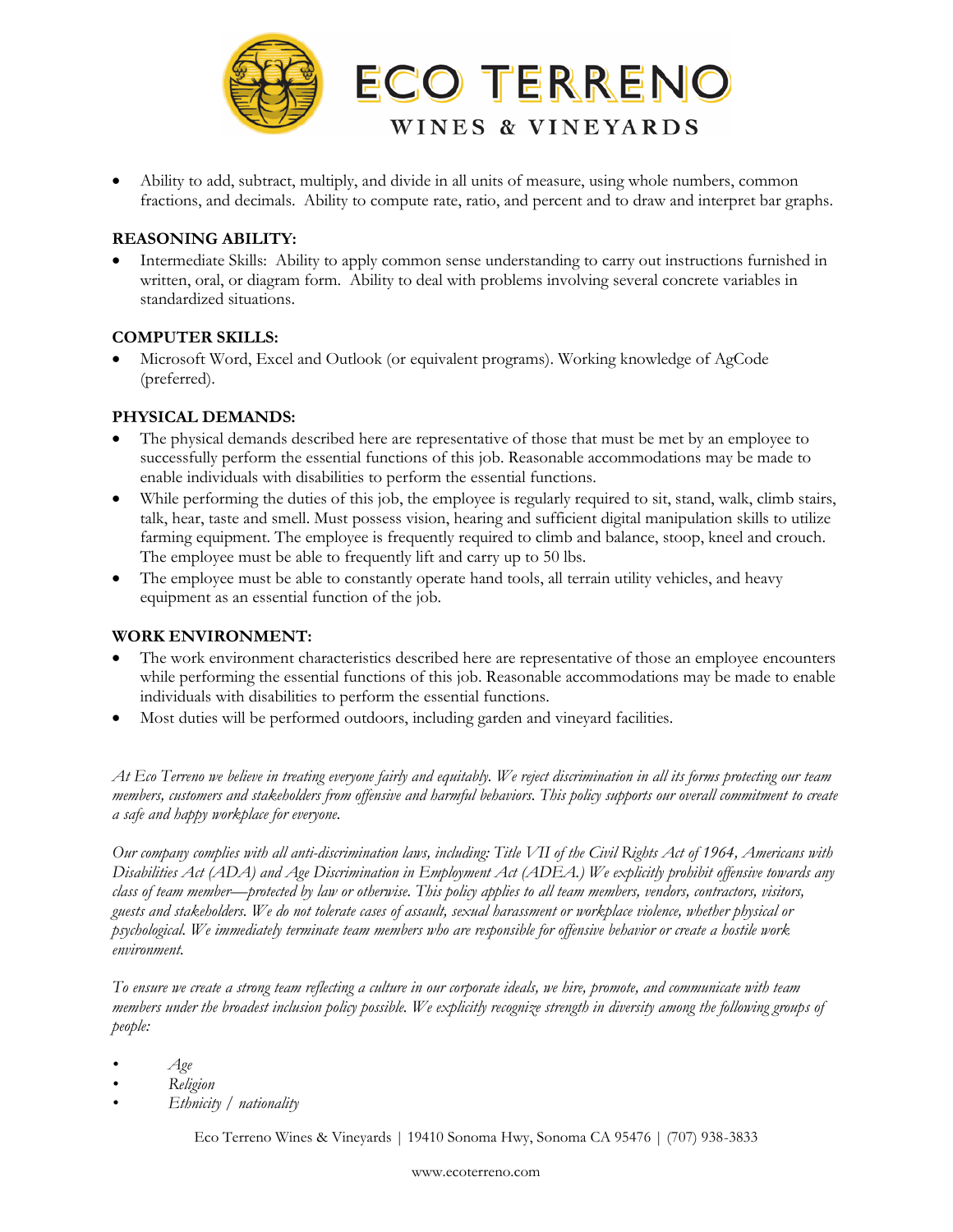- Ability to add, subtract, multiply, and divide in all units of measure, using whole numbers, common fractions, and decimals. Ability to compute rate, ratio, and percent and to draw and interpret bar graphs.

**REASONING ABILITY:**

- Intermediate Skills: Ability to apply common sense understanding to carry out instructions furnished in written, oral, or diagram form. Ability to deal with problems involving several concrete variables in standardized situations.

**COMPUTER SKILLS:**

- Microsoft Word, Excel and Outlook (or equivalent programs). Working knowledge of AgCode (preferred).

**PHYSICAL DEMANDS:**

- The physical demands described here are representative of those that must be met by an employee to successfully perform the essential functions of this job. Reasonable accommodations may be made to enable individuals with disabilities to perform the essential functions.
- While performing the duties of this job, the employee is regularly required to sit, stand, walk, climb stairs, talk, hear, taste and smell. Must possess vision, hearing and sufficient digital manipulation skills to utilize farming equipment. The employee is frequently required to climb and balance, stoop, kneel and crouch. The employee must be able to frequently lift and carry up to 50 lbs.
- The employee must be able to constantly operate hand tools, all terrain utility vehicles, and heavy equipment as an essential function of the job.

**WORK ENVIRONMENT:**

- The work environment characteristics described here are representative of those an employee encounters while performing the essential functions of this job. Reasonable accommodations may be made to enable individuals with disabilities to perform the essential functions.
- Most duties will be performed outdoors, including garden and vineyard facilities.

*At Eco Terreno we believe in treating everyone fairly and equitably. We reject discrimination in all its forms protecting our team members, customers and stakeholders from offensive and harmful behaviors. This policy supports our overall commitment to create a safe and happy workplace for everyone.*

*Our company complies with all anti-discrimination laws, including: Title VII of the Civil Rights Act of 1964, Americans with Disabilities Act (ADA) and Age Discrimination in Employment Act (ADEA.) We explicitly prohibit offensive towards any class of team member—protected by law or otherwise. This policy applies to all team members, vendors, contractors, visitors, guests and stakeholders. We do not tolerate cases of assault, sexual harassment or workplace violence, whether physical or psychological. We immediately terminate team members who are responsible for offensive behavior or create a hostile work environment.*

*To ensure we create a strong team reflecting a culture in our corporate ideals, we hire, promote, and communicate with team members under the broadest inclusion policy possible. We explicitly recognize strength in diversity among the following groups of people:*

- *Age*
- *Religion*
- *Ethnicity / nationality*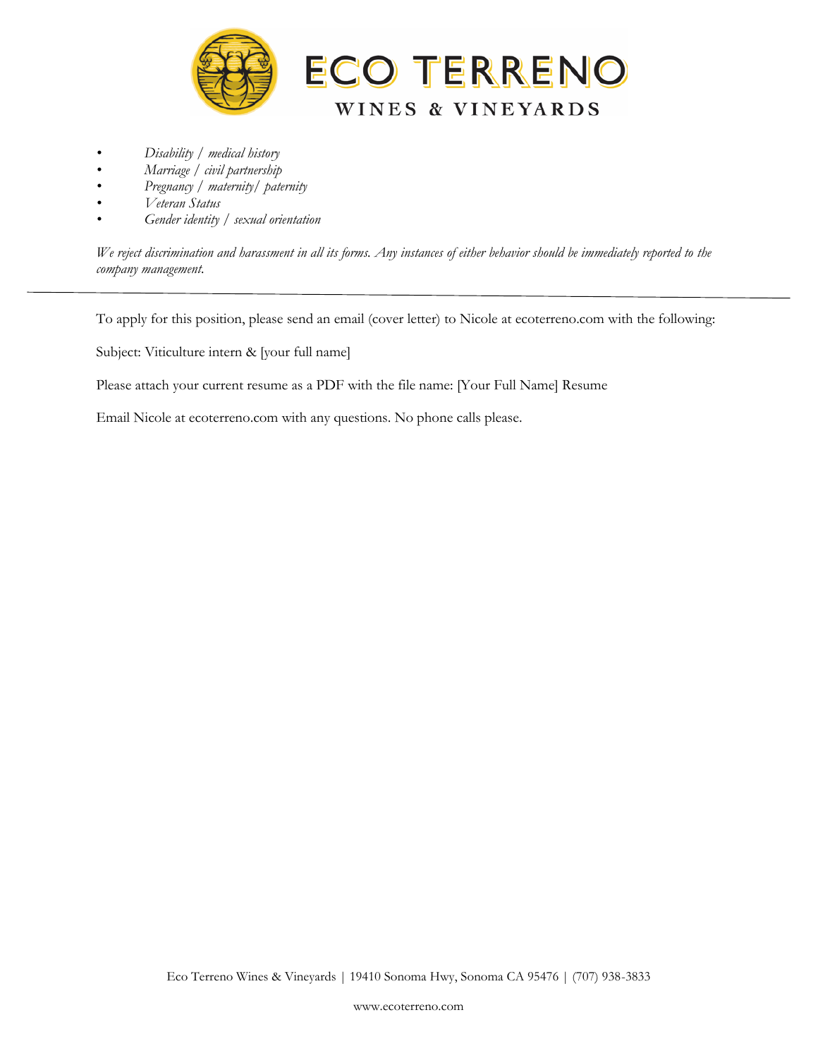- *Disability / medical history*
- *Marriage / civil partnership*
- *Pregnancy / maternity/ paternity*
- *Veteran Status*
- *Gender identity / sexual orientation*

*We reject discrimination and harassment in all its forms. Any instances of either behavior should be immediately reported to the company management.*

---

To apply for this position, please send an email (cover letter) to Nicole at ecoterreno.com with the following:

Subject: Viticulture intern & [your full name]

Please attach your current resume as a PDF with the file name: [Your Full Name] Resume

Email Nicole at ecoterreno.com with any questions. No phone calls please.